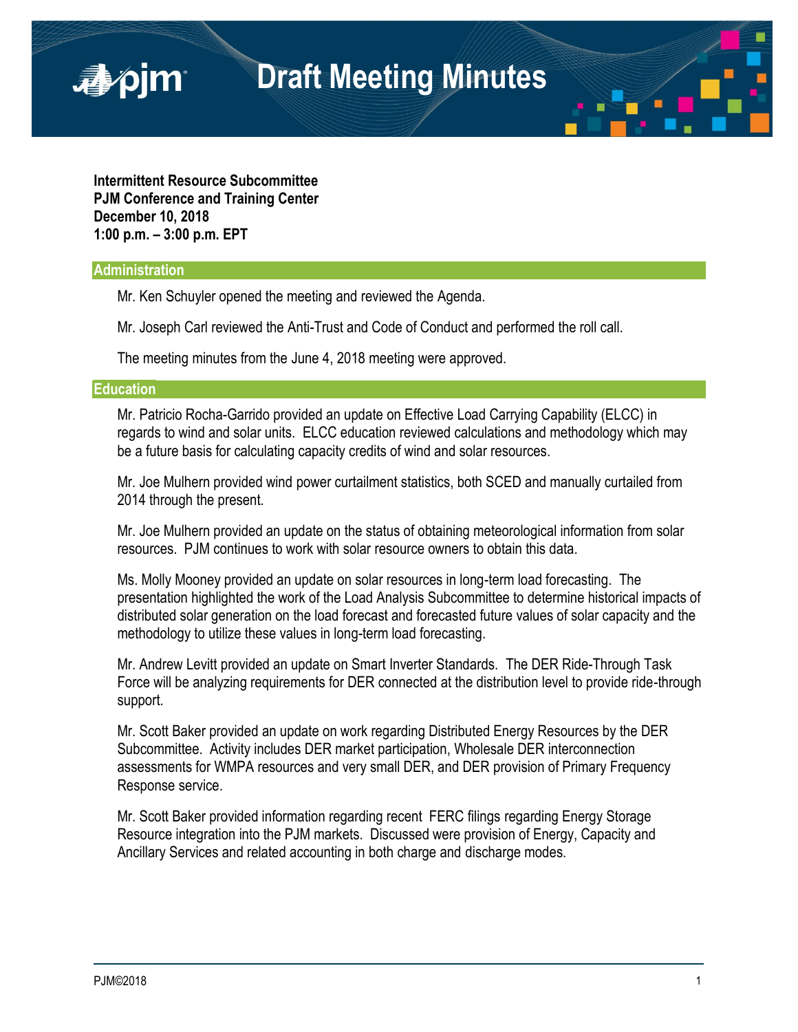# Draft Meeting Minutes

**Intermittent Resource Subcommittee**
**PJM Conference and Training Center**
**December 10, 2018**
**1:00 p.m. – 3:00 p.m. EPT**

## Administration

Mr. Ken Schuyler opened the meeting and reviewed the Agenda.

Mr. Joseph Carl reviewed the Anti-Trust and Code of Conduct and performed the roll call.

The meeting minutes from the June 4, 2018 meeting were approved.

## Education

Mr. Patricio Rocha-Garrido provided an update on Effective Load Carrying Capability (ELCC) in regards to wind and solar units. ELCC education reviewed calculations and methodology which may be a future basis for calculating capacity credits of wind and solar resources.

Mr. Joe Mulhern provided wind power curtailment statistics, both SCED and manually curtailed from 2014 through the present.

Mr. Joe Mulhern provided an update on the status of obtaining meteorological information from solar resources. PJM continues to work with solar resource owners to obtain this data.

Ms. Molly Mooney provided an update on solar resources in long-term load forecasting. The presentation highlighted the work of the Load Analysis Subcommittee to determine historical impacts of distributed solar generation on the load forecast and forecasted future values of solar capacity and the methodology to utilize these values in long-term load forecasting.

Mr. Andrew Levitt provided an update on Smart Inverter Standards. The DER Ride-Through Task Force will be analyzing requirements for DER connected at the distribution level to provide ride-through support.

Mr. Scott Baker provided an update on work regarding Distributed Energy Resources by the DER Subcommittee. Activity includes DER market participation, Wholesale DER interconnection assessments for WMPA resources and very small DER, and DER provision of Primary Frequency Response service.

Mr. Scott Baker provided information regarding recent FERC filings regarding Energy Storage Resource integration into the PJM markets. Discussed were provision of Energy, Capacity and Ancillary Services and related accounting in both charge and discharge modes.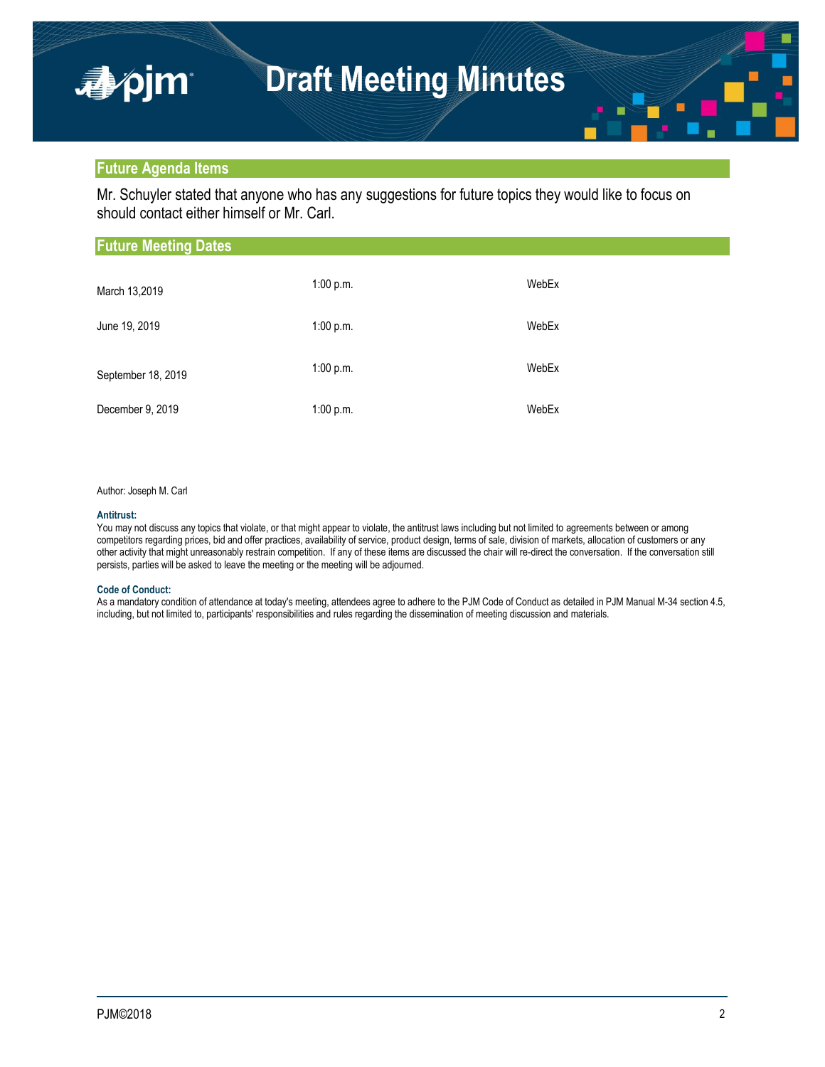## Future Agenda Items

Mr. Schuyler stated that anyone who has any suggestions for future topics they would like to focus on should contact either himself or Mr. Carl.

## Future Meeting Dates

| | | |
|---|---|---|
| March 13,2019 | 1:00 p.m. | WebEx |
| June 19, 2019 | 1:00 p.m. | WebEx |
| September 18, 2019 | 1:00 p.m. | WebEx |
| December 9, 2019 | 1:00 p.m. | WebEx |

Author: Joseph M. Carl

**Antitrust:**
You may not discuss any topics that violate, or that might appear to violate, the antitrust laws including but not limited to agreements between or among competitors regarding prices, bid and offer practices, availability of service, product design, terms of sale, division of markets, allocation of customers or any other activity that might unreasonably restrain competition. If any of these items are discussed the chair will re-direct the conversation. If the conversation still persists, parties will be asked to leave the meeting or the meeting will be adjourned.

**Code of Conduct:**
As a mandatory condition of attendance at today's meeting, attendees agree to adhere to the PJM Code of Conduct as detailed in PJM Manual M-34 section 4.5, including, but not limited to, participants' responsibilities and rules regarding the dissemination of meeting discussion and materials.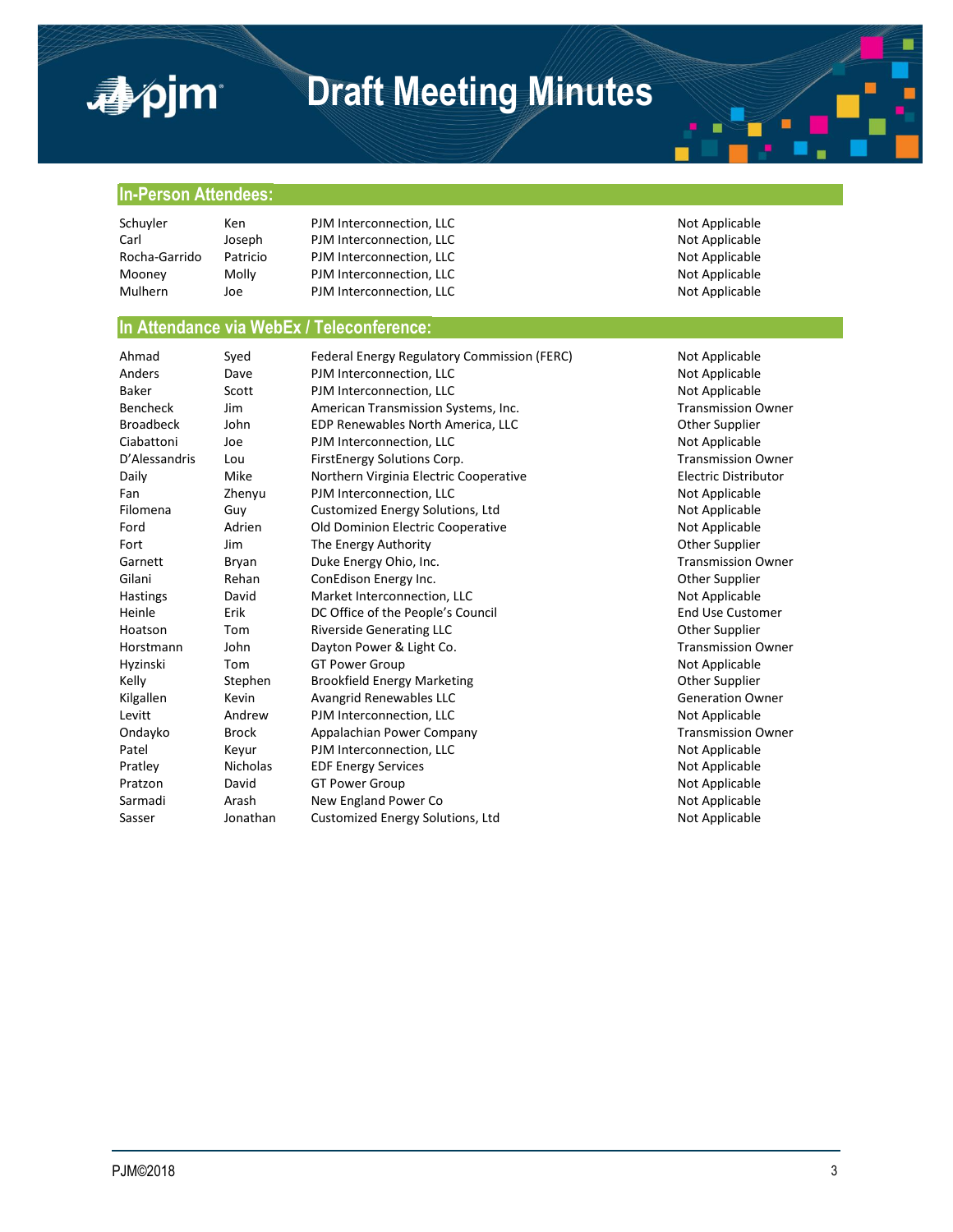# Draft Meeting Minutes

## In-Person Attendees:

| | | | |
|---|---|---|---|
| Schuyler | Ken | PJM Interconnection, LLC | Not Applicable |
| Carl | Joseph | PJM Interconnection, LLC | Not Applicable |
| Rocha-Garrido | Patricio | PJM Interconnection, LLC | Not Applicable |
| Mooney | Molly | PJM Interconnection, LLC | Not Applicable |
| Mulhern | Joe | PJM Interconnection, LLC | Not Applicable |

## In Attendance via WebEx / Teleconference:

| | | | |
|---|---|---|---|
| Ahmad | Syed | Federal Energy Regulatory Commission (FERC) | Not Applicable |
| Anders | Dave | PJM Interconnection, LLC | Not Applicable |
| Baker | Scott | PJM Interconnection, LLC | Not Applicable |
| Bencheck | Jim | American Transmission Systems, Inc. | Transmission Owner |
| Broadbeck | John | EDP Renewables North America, LLC | Other Supplier |
| Ciabattoni | Joe | PJM Interconnection, LLC | Not Applicable |
| D'Alessandris | Lou | FirstEnergy Solutions Corp. | Transmission Owner |
| Daily | Mike | Northern Virginia Electric Cooperative | Electric Distributor |
| Fan | Zhenyu | PJM Interconnection, LLC | Not Applicable |
| Filomena | Guy | Customized Energy Solutions, Ltd | Not Applicable |
| Ford | Adrien | Old Dominion Electric Cooperative | Not Applicable |
| Fort | Jim | The Energy Authority | Other Supplier |
| Garnett | Bryan | Duke Energy Ohio, Inc. | Transmission Owner |
| Gilani | Rehan | ConEdison Energy Inc. | Other Supplier |
| Hastings | David | Market Interconnection, LLC | Not Applicable |
| Heinle | Erik | DC Office of the People's Council | End Use Customer |
| Hoatson | Tom | Riverside Generating LLC | Other Supplier |
| Horstmann | John | Dayton Power & Light Co. | Transmission Owner |
| Hyzinski | Tom | GT Power Group | Not Applicable |
| Kelly | Stephen | Brookfield Energy Marketing | Other Supplier |
| Kilgallen | Kevin | Avangrid Renewables LLC | Generation Owner |
| Levitt | Andrew | PJM Interconnection, LLC | Not Applicable |
| Ondayko | Brock | Appalachian Power Company | Transmission Owner |
| Patel | Keyur | PJM Interconnection, LLC | Not Applicable |
| Pratley | Nicholas | EDF Energy Services | Not Applicable |
| Pratzon | David | GT Power Group | Not Applicable |
| Sarmadi | Arash | New England Power Co | Not Applicable |
| Sasser | Jonathan | Customized Energy Solutions, Ltd | Not Applicable |